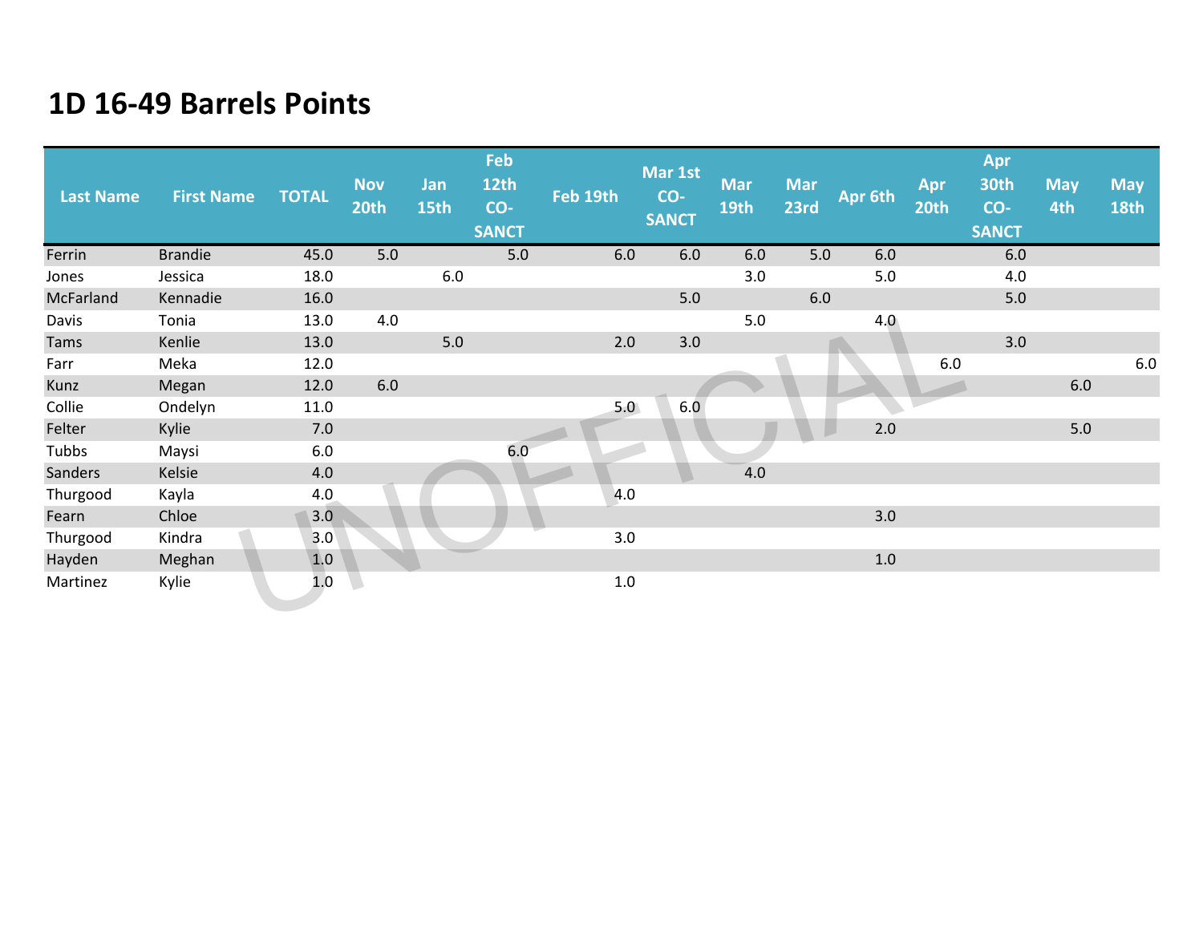# 1D 16-49 Barrels Points

| Last Name | First Name | TOTAL | Nov 20th | Jan 15th | Feb 12th CO-SANCT | Feb 19th | Mar 1st CO-SANCT | Mar 19th | Mar 23rd | Apr 6th | Apr 20th | Apr 30th CO-SANCT | May 4th | May 18th |
|---|---|---|---|---|---|---|---|---|---|---|---|---|---|---|
| Ferrin | Brandie | 45.0 | 5.0 | | 5.0 | 6.0 | 6.0 | 6.0 | 5.0 | 6.0 | | 6.0 | | |
| Jones | Jessica | 18.0 | | 6.0 | | | | 3.0 | | 5.0 | | 4.0 | | |
| McFarland | Kennadie | 16.0 | | | | | 5.0 | | 6.0 | | | 5.0 | | |
| Davis | Tonia | 13.0 | 4.0 | | | | | 5.0 | | 4.0 | | | | |
| Tams | Kenlie | 13.0 | | 5.0 | | 2.0 | 3.0 | | | | | 3.0 | | |
| Farr | Meka | 12.0 | | | | | | | | | 6.0 | | | 6.0 |
| Kunz | Megan | 12.0 | 6.0 | | | | | | | | | | 6.0 | |
| Collie | Ondelyn | 11.0 | | | | 5.0 | 6.0 | | | | | | | |
| Felter | Kylie | 7.0 | | | | | | | | 2.0 | | | 5.0 | |
| Tubbs | Maysi | 6.0 | | | 6.0 | | | | | | | | | |
| Sanders | Kelsie | 4.0 | | | | | | 4.0 | | | | | | |
| Thurgood | Kayla | 4.0 | | | | 4.0 | | | | | | | | |
| Fearn | Chloe | 3.0 | | | | | | | | 3.0 | | | | |
| Thurgood | Kindra | 3.0 | | | | 3.0 | | | | | | | | |
| Hayden | Meghan | 1.0 | | | | | | | | 1.0 | | | | |
| Martinez | Kylie | 1.0 | | | | 1.0 | | | | | | | | |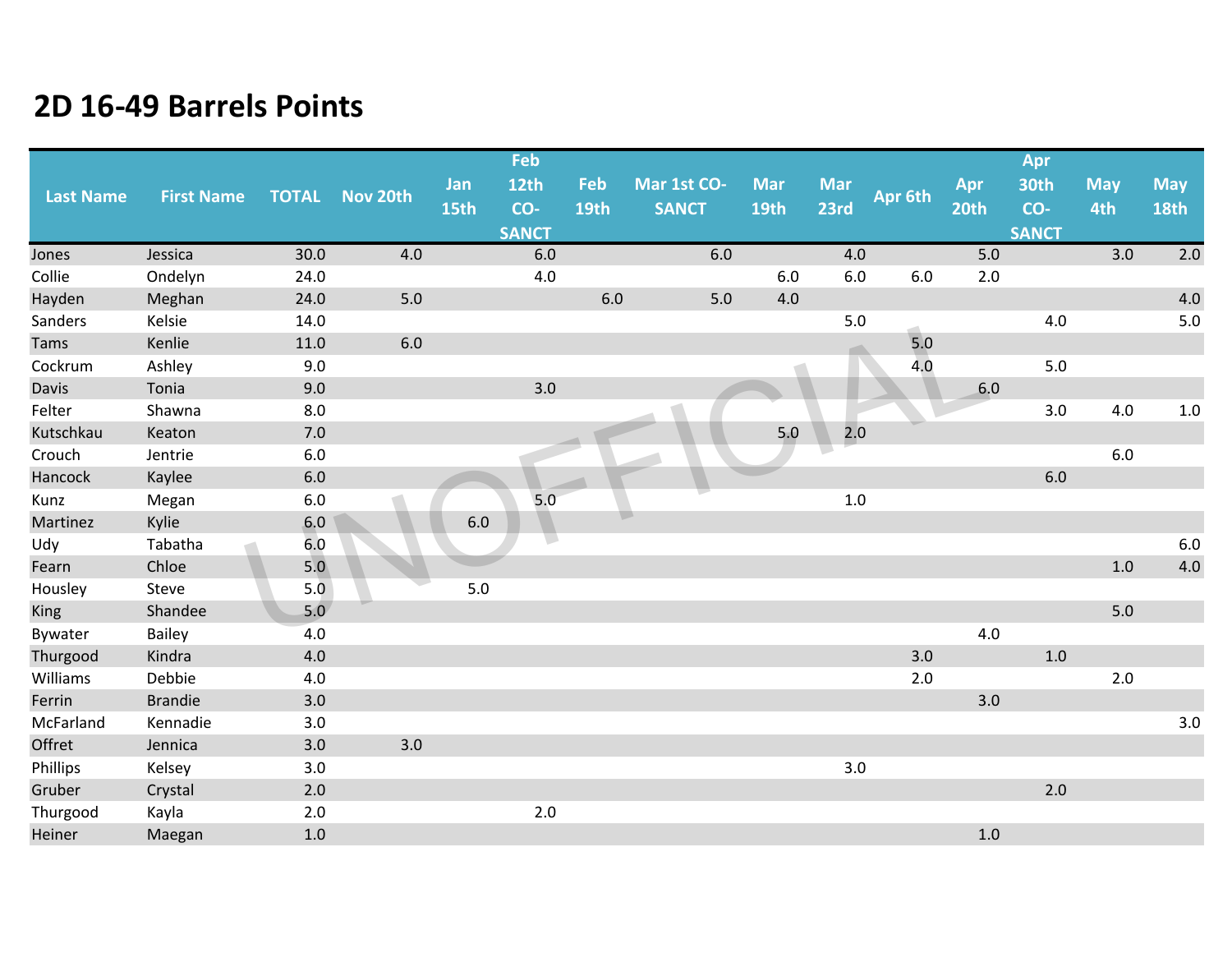# 2D 16-49 Barrels Points

| Last Name | First Name | TOTAL | Nov 20th | Jan 15th | Feb 12th CO-SANCT | Feb 19th | Mar 1st CO-SANCT | Mar 19th | Mar 23rd | Apr 6th | Apr 20th | Apr 30th CO-SANCT | May 4th | May 18th |
|---|---|---|---|---|---|---|---|---|---|---|---|---|---|---|
| Jones | Jessica | 30.0 | 4.0 | | 6.0 | | 6.0 | | 4.0 | | 5.0 | | 3.0 | 2.0 |
| Collie | Ondelyn | 24.0 | | | 4.0 | | | 6.0 | 6.0 | 6.0 | 2.0 | | | |
| Hayden | Meghan | 24.0 | 5.0 | | | 6.0 | 5.0 | 4.0 | | | | | | 4.0 |
| Sanders | Kelsie | 14.0 | | | | | | | 5.0 | | | 4.0 | | 5.0 |
| Tams | Kenlie | 11.0 | 6.0 | | | | | | | 5.0 | | | | |
| Cockrum | Ashley | 9.0 | | | | | | | | 4.0 | | 5.0 | | |
| Davis | Tonia | 9.0 | | | 3.0 | | | | | | 6.0 | | | |
| Felter | Shawna | 8.0 | | | | | | | | | | 3.0 | 4.0 | 1.0 |
| Kutschkau | Keaton | 7.0 | | | | | | 5.0 | 2.0 | | | | | |
| Crouch | Jentrie | 6.0 | | | | | | | | | | | 6.0 | |
| Hancock | Kaylee | 6.0 | | | | | | | | | | 6.0 | | |
| Kunz | Megan | 6.0 | | | 5.0 | | | | 1.0 | | | | | |
| Martinez | Kylie | 6.0 | | 6.0 | | | | | | | | | | |
| Udy | Tabatha | 6.0 | | | | | | | | | | | | 6.0 |
| Fearn | Chloe | 5.0 | | | | | | | | | | | 1.0 | 4.0 |
| Housley | Steve | 5.0 | | 5.0 | | | | | | | | | | |
| King | Shandee | 5.0 | | | | | | | | | | | 5.0 | |
| Bywater | Bailey | 4.0 | | | | | | | | | 4.0 | | | |
| Thurgood | Kindra | 4.0 | | | | | | | | 3.0 | | 1.0 | | |
| Williams | Debbie | 4.0 | | | | | | | | 2.0 | | | 2.0 | |
| Ferrin | Brandie | 3.0 | | | | | | | | | 3.0 | | | |
| McFarland | Kennadie | 3.0 | | | | | | | | | | | | 3.0 |
| Offret | Jennica | 3.0 | 3.0 | | | | | | | | | | | |
| Phillips | Kelsey | 3.0 | | | | | | | 3.0 | | | | | |
| Gruber | Crystal | 2.0 | | | | | | | | | | 2.0 | | |
| Thurgood | Kayla | 2.0 | | | 2.0 | | | | | | | | | |
| Heiner | Maegan | 1.0 | | | | | | | | | 1.0 | | | |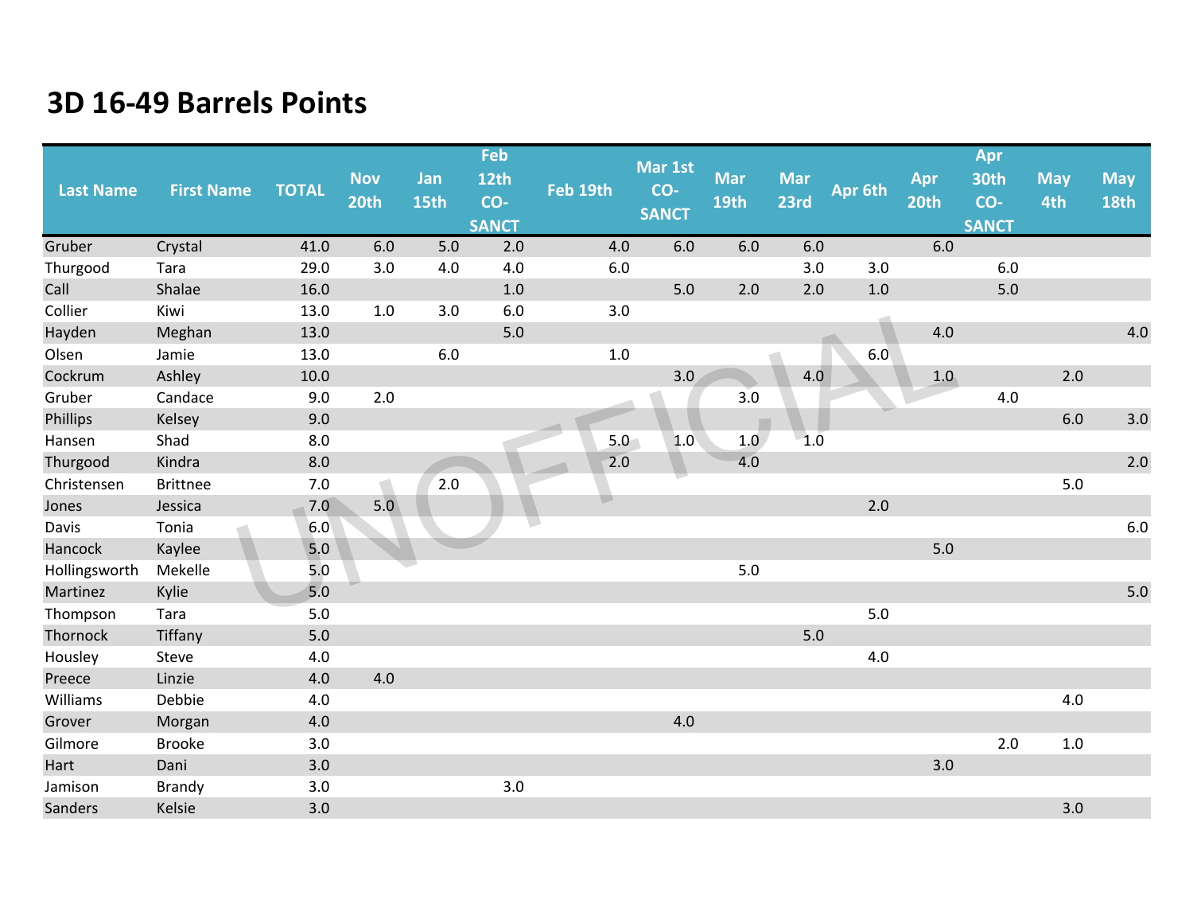# 3D 16-49 Barrels Points

| Last Name | First Name | TOTAL | Nov 20th | Jan 15th | Feb 12th CO-SANCT | Feb 19th | Mar 1st CO-SANCT | Mar 19th | Mar 23rd | Apr 6th | Apr 20th | Apr 30th CO-SANCT | May 4th | May 18th |
|---|---|---|---|---|---|---|---|---|---|---|---|---|---|---|
| Gruber | Crystal | 41.0 | 6.0 | 5.0 | 2.0 | 4.0 | 6.0 | 6.0 | 6.0 | | 6.0 | | | |
| Thurgood | Tara | 29.0 | 3.0 | 4.0 | 4.0 | 6.0 | | | 3.0 | 3.0 | | 6.0 | | |
| Call | Shalae | 16.0 | | | 1.0 | | 5.0 | 2.0 | 2.0 | 1.0 | | 5.0 | | |
| Collier | Kiwi | 13.0 | 1.0 | 3.0 | 6.0 | 3.0 | | | | | | | | |
| Hayden | Meghan | 13.0 | | | 5.0 | | | | | | 4.0 | | | 4.0 |
| Olsen | Jamie | 13.0 | | 6.0 | | 1.0 | | | | 6.0 | | | | |
| Cockrum | Ashley | 10.0 | | | | | 3.0 | | 4.0 | | 1.0 | | 2.0 | |
| Gruber | Candace | 9.0 | 2.0 | | | | | 3.0 | | | | 4.0 | | |
| Phillips | Kelsey | 9.0 | | | | | | | | | | | 6.0 | 3.0 |
| Hansen | Shad | 8.0 | | | | 5.0 | 1.0 | 1.0 | 1.0 | | | | | |
| Thurgood | Kindra | 8.0 | | | | 2.0 | | 4.0 | | | | | | 2.0 |
| Christensen | Brittnee | 7.0 | | 2.0 | | | | | | | | | 5.0 | |
| Jones | Jessica | 7.0 | 5.0 | | | | | | | 2.0 | | | | |
| Davis | Tonia | 6.0 | | | | | | | | | | | | 6.0 |
| Hancock | Kaylee | 5.0 | | | | | | | | | 5.0 | | | |
| Hollingsworth | Mekelle | 5.0 | | | | | | 5.0 | | | | | | |
| Martinez | Kylie | 5.0 | | | | | | | | | | | | 5.0 |
| Thompson | Tara | 5.0 | | | | | | | | 5.0 | | | | |
| Thornock | Tiffany | 5.0 | | | | | | | 5.0 | | | | | |
| Housley | Steve | 4.0 | | | | | | | | 4.0 | | | | |
| Preece | Linzie | 4.0 | 4.0 | | | | | | | | | | | |
| Williams | Debbie | 4.0 | | | | | | | | | | | 4.0 | |
| Grover | Morgan | 4.0 | | | | | 4.0 | | | | | | | |
| Gilmore | Brooke | 3.0 | | | | | | | | | | 2.0 | 1.0 | |
| Hart | Dani | 3.0 | | | | | | | | | 3.0 | | | |
| Jamison | Brandy | 3.0 | | | 3.0 | | | | | | | | | |
| Sanders | Kelsie | 3.0 | | | | | | | | | | | 3.0 | |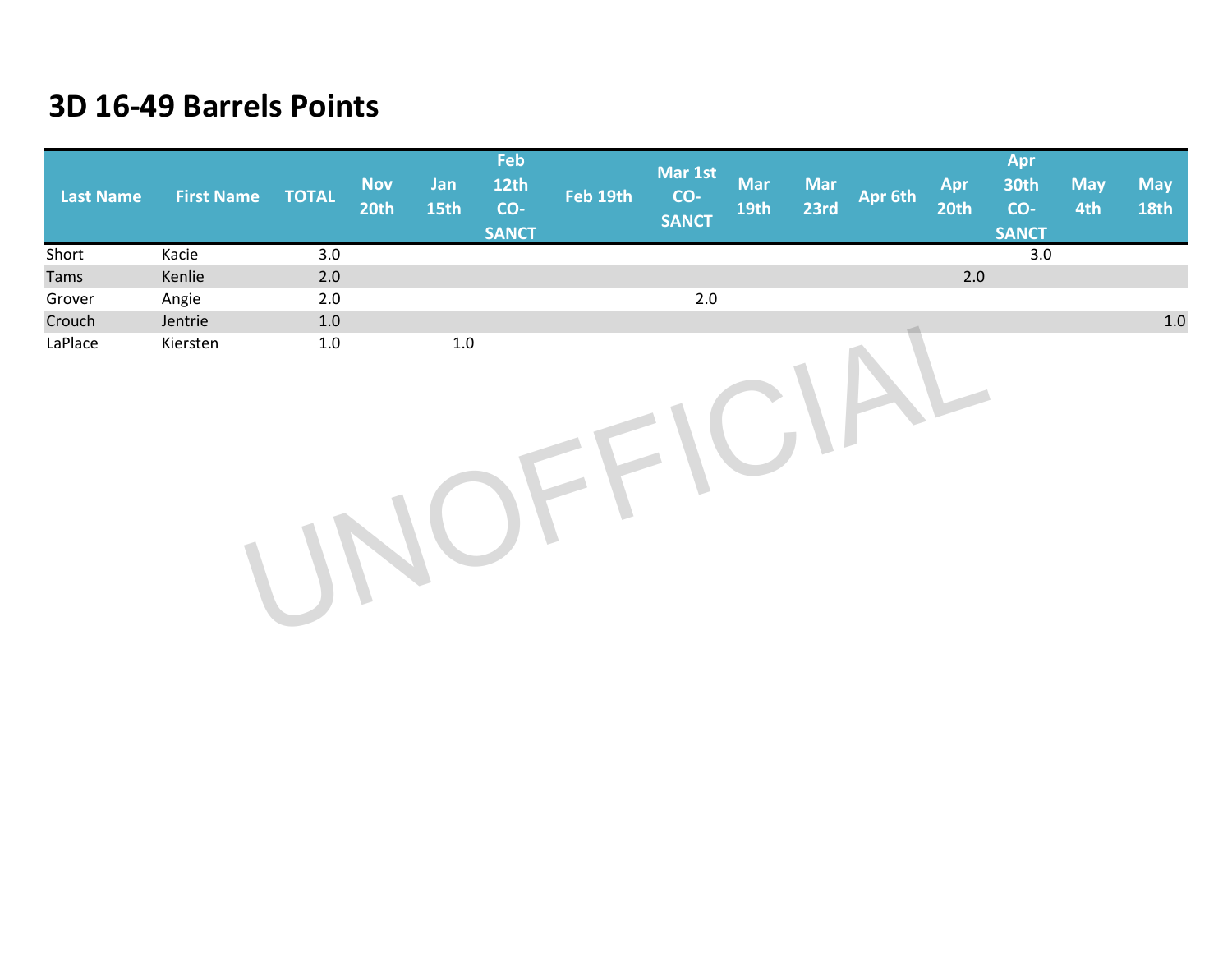# 3D 16-49 Barrels Points

| Last Name | First Name | TOTAL | Nov 20th | Jan 15th | Feb 12th CO-SANCT | Feb 19th | Mar 1st CO-SANCT | Mar 19th | Mar 23rd | Apr 6th | Apr 20th | Apr 30th CO-SANCT | May 4th | May 18th |
|---|---|---|---|---|---|---|---|---|---|---|---|---|---|---|
| Short | Kacie | 3.0 | | | | | | | | | | 3.0 | | |
| Tams | Kenlie | 2.0 | | | | | | | | | 2.0 | | | |
| Grover | Angie | 2.0 | | | | | 2.0 | | | | | | | |
| Crouch | Jentrie | 1.0 | | | | | | | | | | | | 1.0 |
| LaPlace | Kiersten | 1.0 | | 1.0 | | | | | | | | | | |

UNOFFICIAL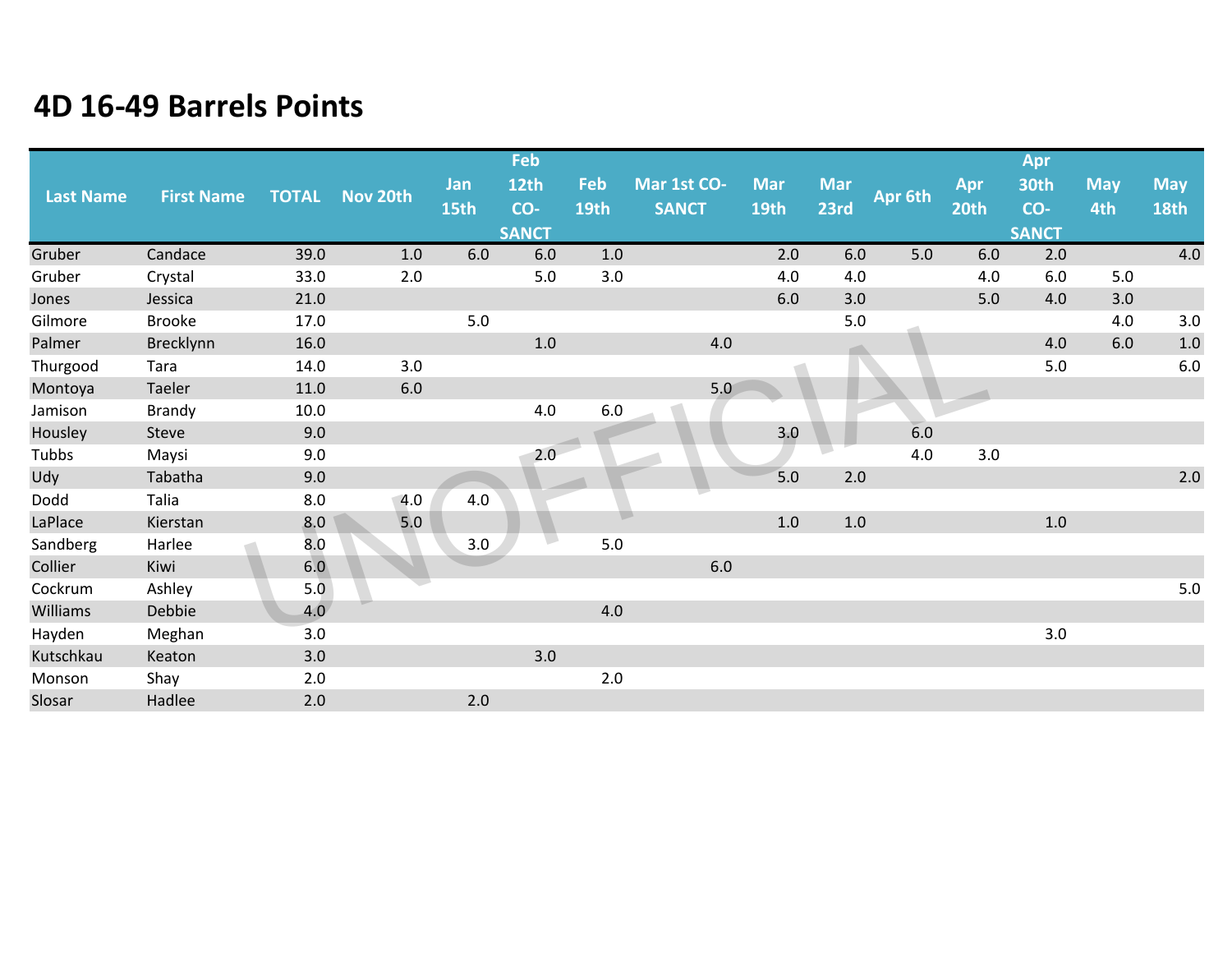# 4D 16-49 Barrels Points

| Last Name | First Name | TOTAL | Nov 20th | Jan 15th | Feb 12th CO-SANCT | Feb 19th | Mar 1st CO-SANCT | Mar 19th | Mar 23rd | Apr 6th | Apr 20th | Apr 30th CO-SANCT | May 4th | May 18th |
|---|---|---|---|---|---|---|---|---|---|---|---|---|---|---|
| Gruber | Candace | 39.0 | 1.0 | 6.0 | 6.0 | 1.0 | | 2.0 | 6.0 | 5.0 | 6.0 | 2.0 | | 4.0 |
| Gruber | Crystal | 33.0 | 2.0 | | 5.0 | 3.0 | | 4.0 | 4.0 | | 4.0 | 6.0 | 5.0 | |
| Jones | Jessica | 21.0 | | | | | | 6.0 | 3.0 | | 5.0 | 4.0 | 3.0 | |
| Gilmore | Brooke | 17.0 | | 5.0 | | | | | 5.0 | | | | 4.0 | 3.0 |
| Palmer | Brecklynn | 16.0 | | | 1.0 | | 4.0 | | | | | 4.0 | 6.0 | 1.0 |
| Thurgood | Tara | 14.0 | 3.0 | | | | | | | | | 5.0 | | 6.0 |
| Montoya | Taeler | 11.0 | 6.0 | | | | 5.0 | | | | | | | |
| Jamison | Brandy | 10.0 | | | 4.0 | 6.0 | | | | | | | | |
| Housley | Steve | 9.0 | | | | | | 3.0 | | 6.0 | | | | |
| Tubbs | Maysi | 9.0 | | | 2.0 | | | | | 4.0 | 3.0 | | | |
| Udy | Tabatha | 9.0 | | | | | | 5.0 | 2.0 | | | | | 2.0 |
| Dodd | Talia | 8.0 | 4.0 | 4.0 | | | | | | | | | | |
| LaPlace | Kierstan | 8.0 | 5.0 | | | | | 1.0 | 1.0 | | | 1.0 | | |
| Sandberg | Harlee | 8.0 | | 3.0 | | 5.0 | | | | | | | | |
| Collier | Kiwi | 6.0 | | | | | 6.0 | | | | | | | |
| Cockrum | Ashley | 5.0 | | | | | | | | | | | | 5.0 |
| Williams | Debbie | 4.0 | | | | 4.0 | | | | | | | | |
| Hayden | Meghan | 3.0 | | | | | | | | | | 3.0 | | |
| Kutschkau | Keaton | 3.0 | | | 3.0 | | | | | | | | | |
| Monson | Shay | 2.0 | | | | 2.0 | | | | | | | | |
| Slosar | Hadlee | 2.0 | | 2.0 | | | | | | | | | | |